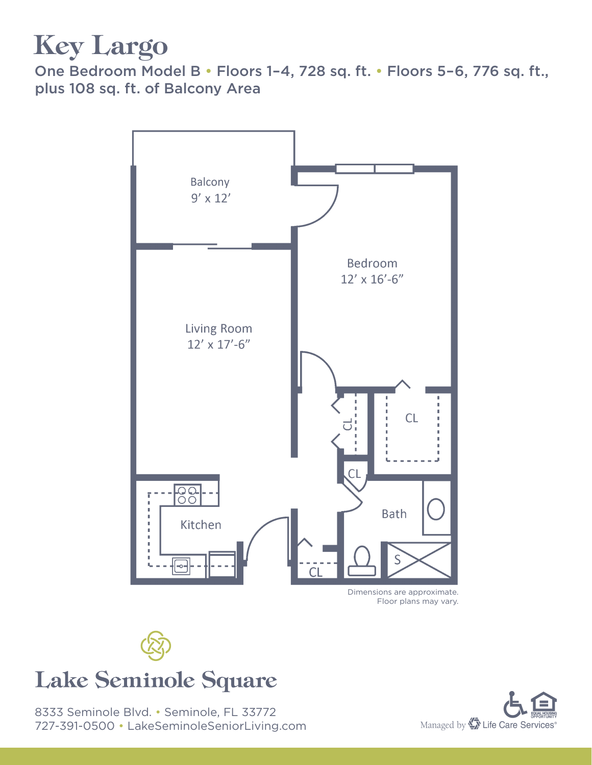# Key Largo

One Bedroom Model B • Floors 1–4, 728 sq. ft. • Floors 5–6, 776 sq. ft., plus 108 sq. ft. of Balcony Area

Balcony
9' x 12'

Bedroom
12' x 16'-6"

Living Room
12' x 17'-6"

CL

CL

CL

Kitchen

Bath

S

CL

Dimensions are approximate.
Floor plans may vary.

## Lake Seminole Square

8333 Seminole Blvd. • Seminole, FL 33772
727-391-0500 • LakeSeminoleSeniorLiving.com

Managed by Life Care Services®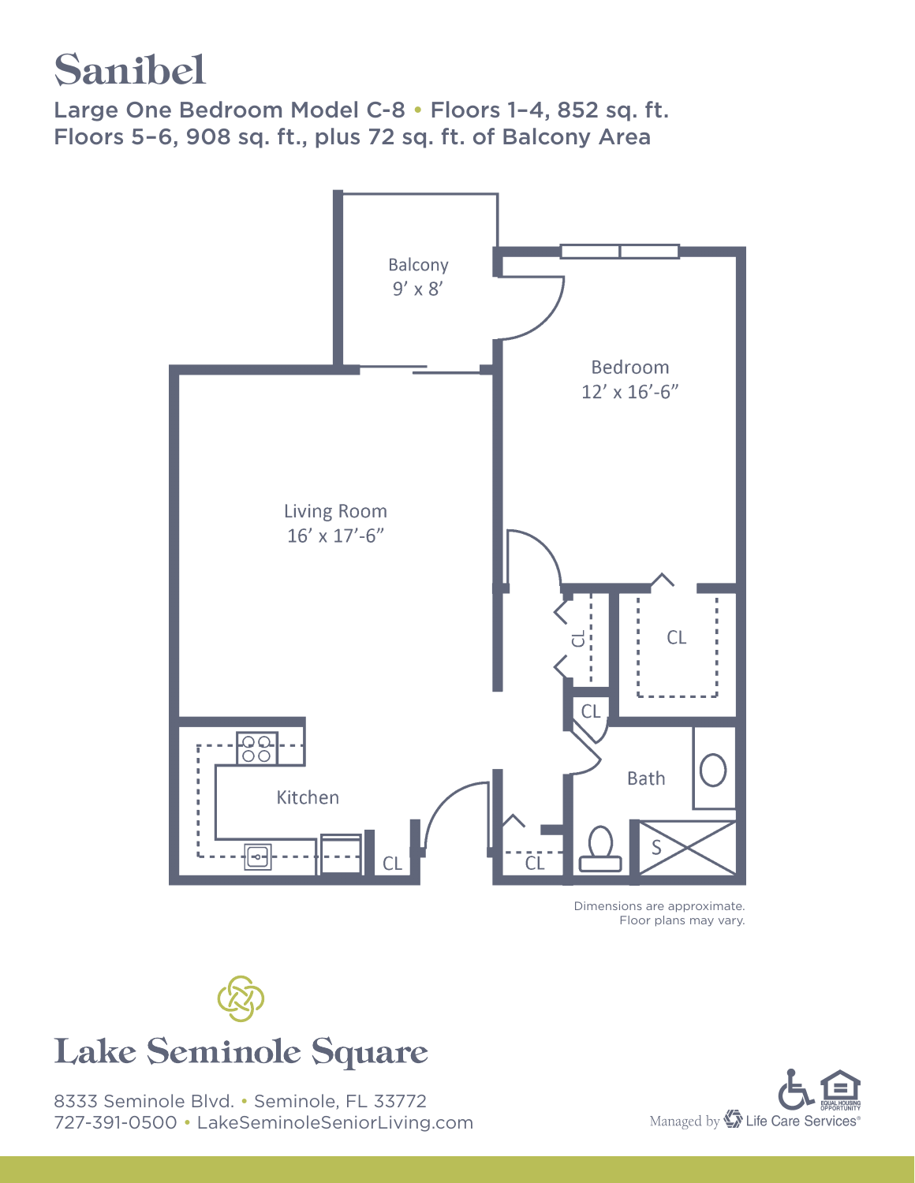# Sanibel

## Large One Bedroom Model C-8 • Floors 1–4, 852 sq. ft. Floors 5–6, 908 sq. ft., plus 72 sq. ft. of Balcony Area

Balcony
9' x 8'

Bedroom
12' x 16'-6"

Living Room
16' x 17'-6"

CL

CL

CL

Kitchen

Bath

CL

CL

S

Dimensions are approximate.
Floor plans may vary.

Lake Seminole Square

8333 Seminole Blvd. • Seminole, FL 33772
727-391-0500 • LakeSeminoleSeniorLiving.com

Managed by Life Care Services®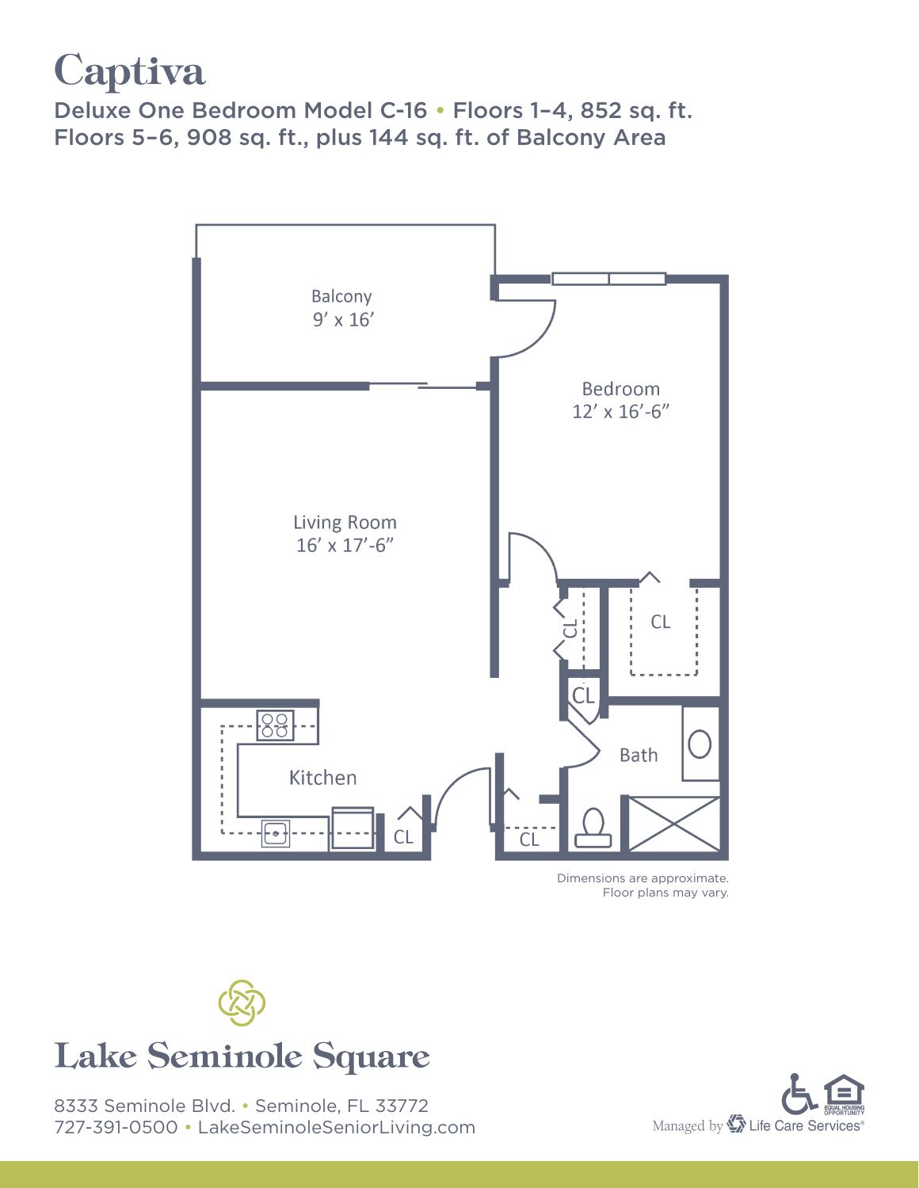# Captiva

**Deluxe One Bedroom Model C-16 • Floors 1–4, 852 sq. ft.**
**Floors 5–6, 908 sq. ft., plus 144 sq. ft. of Balcony Area**

Balcony
9' x 16'

Bedroom
12' x 16'-6"

Living Room
16' x 17'-6"

CL

CL

CL

Bath

Kitchen

CL

CL

Dimensions are approximate.
Floor plans may vary.

## Lake Seminole Square

8333 Seminole Blvd. • Seminole, FL 33772
727-391-0500 • LakeSeminoleSeniorLiving.com

Managed by Life Care Services®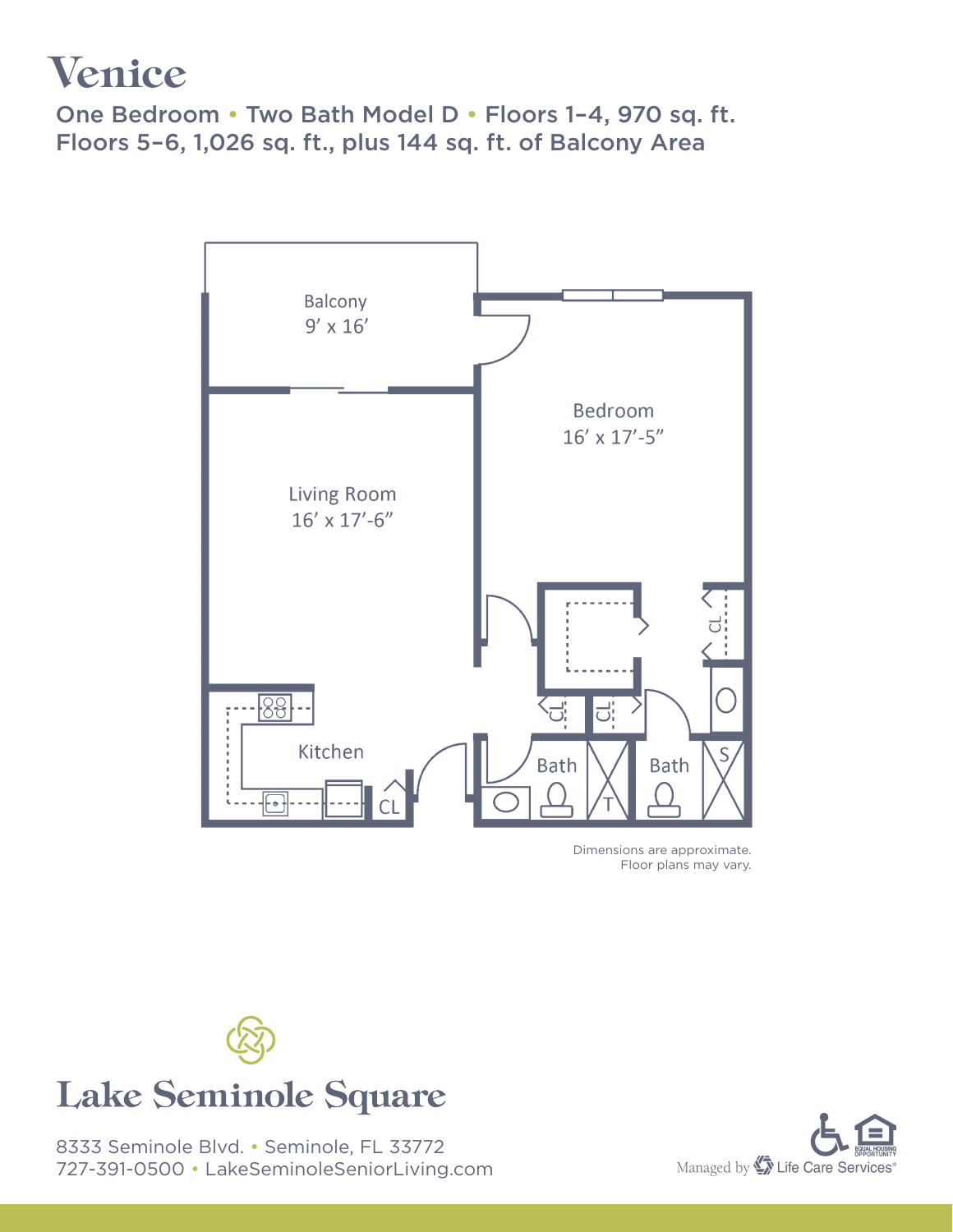# Venice

## One Bedroom • Two Bath Model D • Floors 1–4, 970 sq. ft. Floors 5–6, 1,026 sq. ft., plus 144 sq. ft. of Balcony Area

Balcony
9′ x 16′

Bedroom
16′ x 17′-5″

Living Room
16′ x 17′-6″

Kitchen

CL

Bath

Bath

Dimensions are approximate.
Floor plans may vary.

Lake Seminole Square

8333 Seminole Blvd. • Seminole, FL 33772
727-391-0500 • LakeSeminoleSeniorLiving.com

Managed by Life Care Services®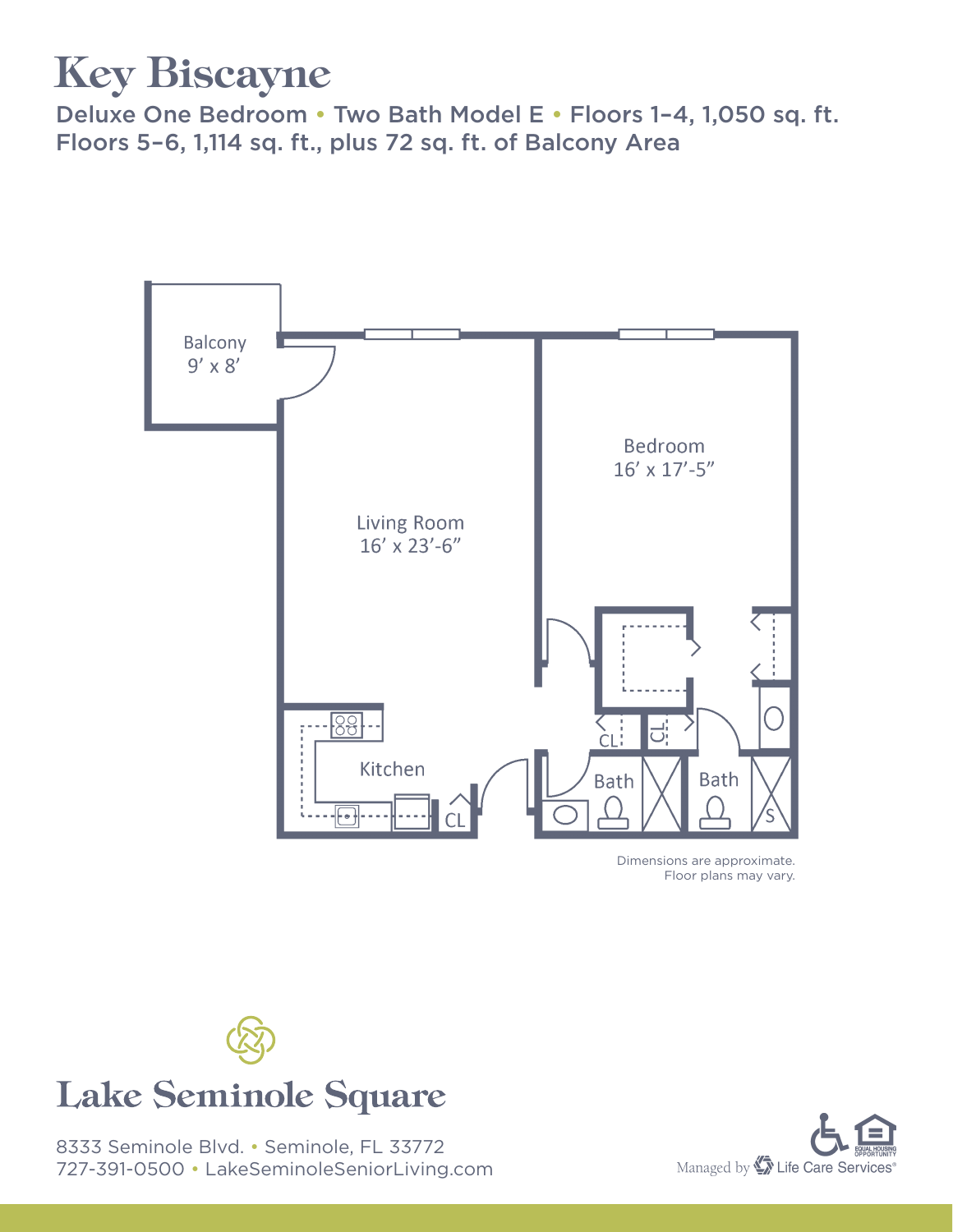# Key Biscayne

Deluxe One Bedroom • Two Bath Model E • Floors 1–4, 1,050 sq. ft.
Floors 5–6, 1,114 sq. ft., plus 72 sq. ft. of Balcony Area

Balcony
9' x 8'

Living Room
16' x 23'-6"

Bedroom
16' x 17'-5"

Kitchen

CL

CL

CL

Bath

Bath

S

Dimensions are approximate.
Floor plans may vary.

## Lake Seminole Square

8333 Seminole Blvd. • Seminole, FL 33772
727-391-0500 • LakeSeminoleSeniorLiving.com

Managed by Life Care Services®

EQUAL HOUSING OPPORTUNITY